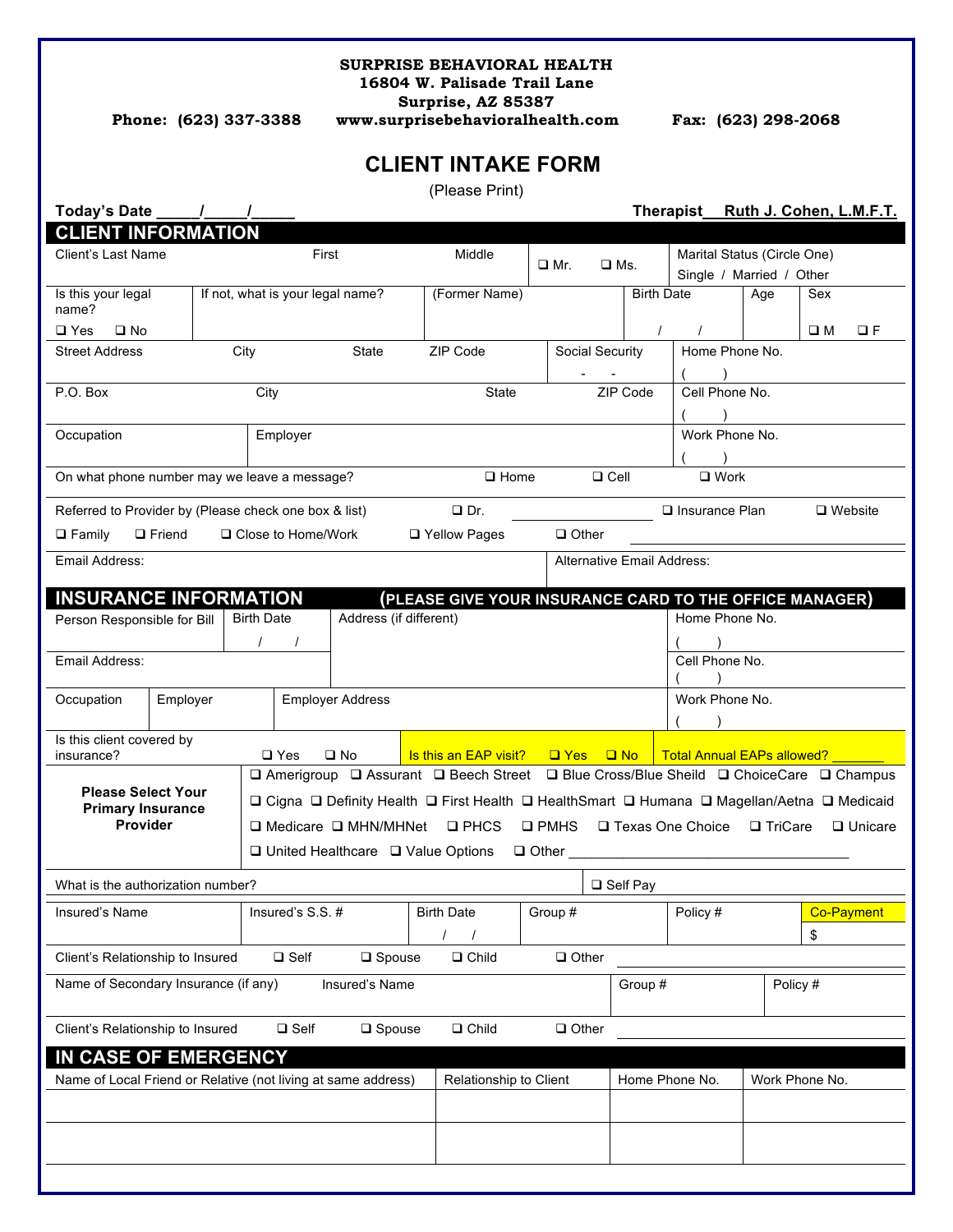**SURPRISE BEHAVIORAL HEALTH**
**16804 W. Palisade Trail Lane**
**Surprise, AZ 85387**

**Phone: (623) 337-3388** **www.surprisebehavioralhealth.com** **Fax: (623) 298-2068**

# CLIENT INTAKE FORM

(Please Print)

**Today's Date \_\_\_\_\_/\_\_\_\_\_/\_\_\_\_\_** **Therapist \_\_Ruth J. Cohen, L.M.F.T.**

## CLIENT INFORMATION

| Client's Last Name | First | Middle | ❑ Mr. ❑ Ms. | Marital Status (Circle One) Single / Married / Other |
|---|---|---|---|---|

| Is this your legal name? ❑ Yes ❑ No | If not, what is your legal name? | (Former Name) | Birth Date / / | Age | Sex ❑ M ❑ F |
|---|---|---|---|---|---|

| Street Address | City | State | ZIP Code | Social Security - - | Home Phone No. ( ) |
|---|---|---|---|---|---|
| P.O. Box | City | State | ZIP Code | | Cell Phone No. ( ) |
| Occupation | Employer | | | | Work Phone No. ( ) |

On what phone number may we leave a message? ❑ Home ❑ Cell ❑ Work

Referred to Provider by (Please check one box & list) ❑ Dr. \_\_\_\_\_\_\_\_\_\_ ❑ Insurance Plan ❑ Website
❑ Family ❑ Friend ❑ Close to Home/Work ❑ Yellow Pages ❑ Other \_\_\_\_\_\_\_\_\_\_

| Email Address: | Alternative Email Address: |
|---|---|

## INSURANCE INFORMATION (PLEASE GIVE YOUR INSURANCE CARD TO THE OFFICE MANAGER)

| Person Responsible for Bill | Birth Date / / | Address (if different) | Home Phone No. ( ) |
|---|---|---|---|
| Email Address: | | | Cell Phone No. ( ) |

| Occupation | Employer | Employer Address | Work Phone No. ( ) |
|---|---|---|---|

Is this client covered by insurance? ❑ Yes ❑ No | Is this an EAP visit? ❑ Yes ❑ No | Total Annual EAPs allowed? \_\_\_\_\_\_\_

**Please Select Your Primary Insurance Provider**

❑ Amerigroup ❑ Assurant ❑ Beech Street ❑ Blue Cross/Blue Sheild ❑ ChoiceCare ❑ Champus
❑ Cigna ❑ Definity Health ❑ First Health ❑ HealthSmart ❑ Humana ❑ Magellan/Aetna ❑ Medicaid
❑ Medicare ❑ MHN/MHNet ❑ PHCS ❑ PMHS ❑ Texas One Choice ❑ TriCare ❑ Unicare
❑ United Healthcare ❑ Value Options ❑ Other \_\_\_\_\_\_\_\_\_\_

What is the authorization number? ❑ Self Pay

| Insured's Name | Insured's S.S. # | Birth Date / / | Group # | Policy # | Co-Payment $ |
|---|---|---|---|---|---|

Client's Relationship to Insured ❑ Self ❑ Spouse ❑ Child ❑ Other \_\_\_\_\_\_\_\_\_\_

| Name of Secondary Insurance (if any) | Insured's Name | Group # | Policy # |
|---|---|---|---|

Client's Relationship to Insured ❑ Self ❑ Spouse ❑ Child ❑ Other \_\_\_\_\_\_\_\_\_\_

## IN CASE OF EMERGENCY

| Name of Local Friend or Relative (not living at same address) | Relationship to Client | Home Phone No. | Work Phone No. |
|---|---|---|---|
| | | | |
| | | | |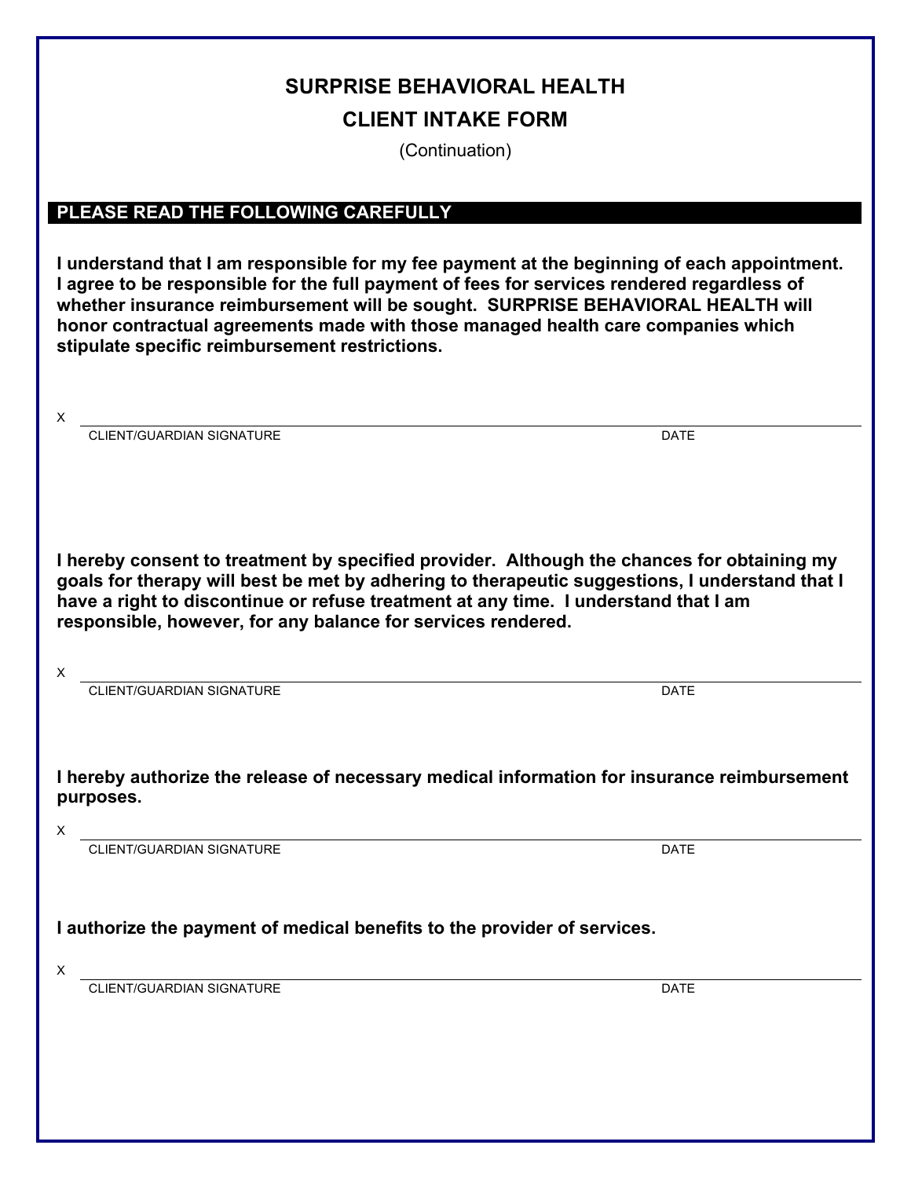# SURPRISE BEHAVIORAL HEALTH

## CLIENT INTAKE FORM

(Continuation)

### PLEASE READ THE FOLLOWING CAREFULLY

**I understand that I am responsible for my fee payment at the beginning of each appointment. I agree to be responsible for the full payment of fees for services rendered regardless of whether insurance reimbursement will be sought. SURPRISE BEHAVIORAL HEALTH will honor contractual agreements made with those managed health care companies which stipulate specific reimbursement restrictions.**

X ______________________________________________

CLIENT/GUARDIAN SIGNATURE DATE

**I hereby consent to treatment by specified provider. Although the chances for obtaining my goals for therapy will best be met by adhering to therapeutic suggestions, I understand that I have a right to discontinue or refuse treatment at any time. I understand that I am responsible, however, for any balance for services rendered.**

X ______________________________________________

CLIENT/GUARDIAN SIGNATURE DATE

**I hereby authorize the release of necessary medical information for insurance reimbursement purposes.**

X ______________________________________________

CLIENT/GUARDIAN SIGNATURE DATE

**I authorize the payment of medical benefits to the provider of services.**

X ______________________________________________

CLIENT/GUARDIAN SIGNATURE DATE